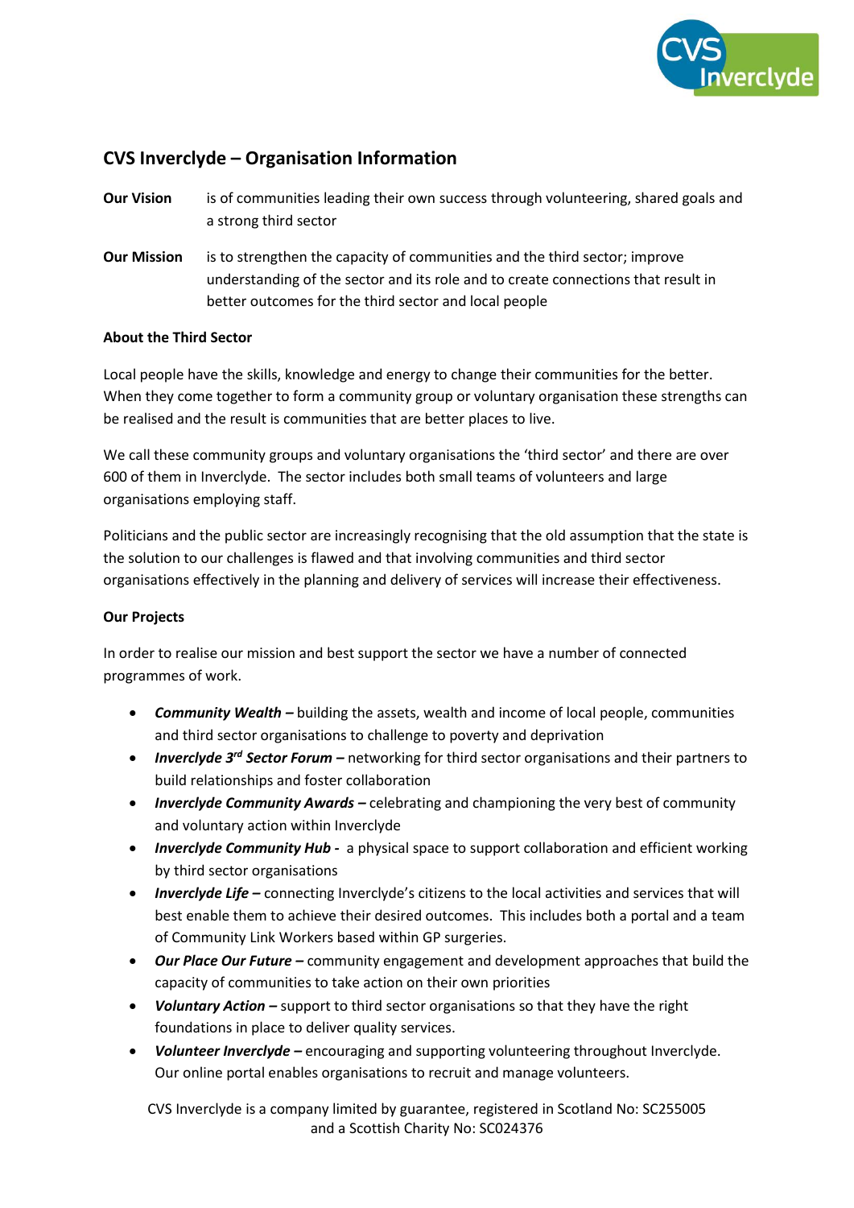## CVS Inverclyde – Organisation Information

**Our Vision** is of communities leading their own success through volunteering, shared goals and a strong third sector

**Our Mission** is to strengthen the capacity of communities and the third sector; improve understanding of the sector and its role and to create connections that result in better outcomes for the third sector and local people

### About the Third Sector

Local people have the skills, knowledge and energy to change their communities for the better. When they come together to form a community group or voluntary organisation these strengths can be realised and the result is communities that are better places to live.

We call these community groups and voluntary organisations the 'third sector' and there are over 600 of them in Inverclyde. The sector includes both small teams of volunteers and large organisations employing staff.

Politicians and the public sector are increasingly recognising that the old assumption that the state is the solution to our challenges is flawed and that involving communities and third sector organisations effectively in the planning and delivery of services will increase their effectiveness.

### Our Projects

In order to realise our mission and best support the sector we have a number of connected programmes of work.

- ***Community Wealth –*** building the assets, wealth and income of local people, communities and third sector organisations to challenge to poverty and deprivation
- ***Inverclyde 3rd Sector Forum –*** networking for third sector organisations and their partners to build relationships and foster collaboration
- ***Inverclyde Community Awards –*** celebrating and championing the very best of community and voluntary action within Inverclyde
- ***Inverclyde Community Hub -*** a physical space to support collaboration and efficient working by third sector organisations
- ***Inverclyde Life –*** connecting Inverclyde's citizens to the local activities and services that will best enable them to achieve their desired outcomes. This includes both a portal and a team of Community Link Workers based within GP surgeries.
- ***Our Place Our Future –*** community engagement and development approaches that build the capacity of communities to take action on their own priorities
- ***Voluntary Action –*** support to third sector organisations so that they have the right foundations in place to deliver quality services.
- ***Volunteer Inverclyde –*** encouraging and supporting volunteering throughout Inverclyde. Our online portal enables organisations to recruit and manage volunteers.

CVS Inverclyde is a company limited by guarantee, registered in Scotland No: SC255005 and a Scottish Charity No: SC024376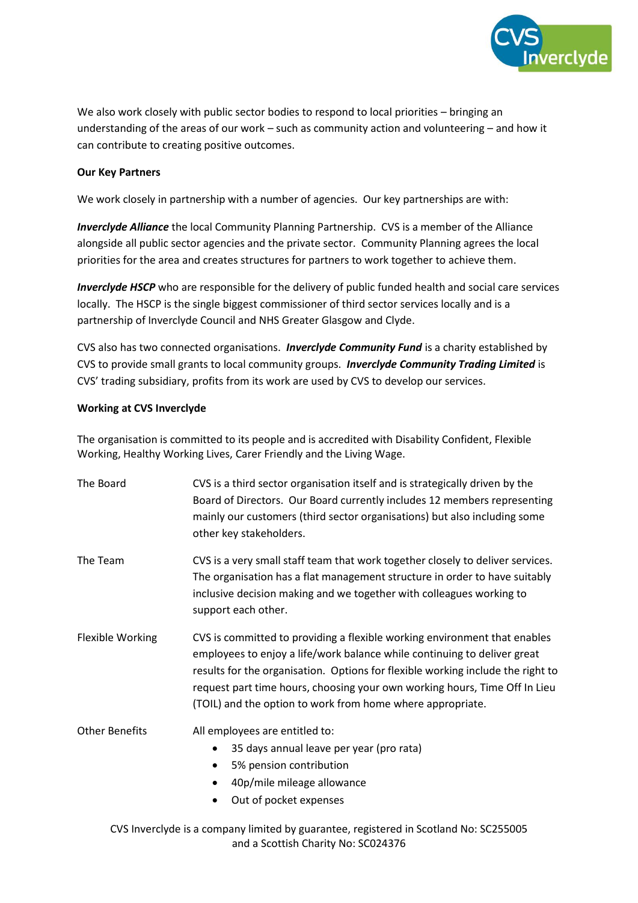We also work closely with public sector bodies to respond to local priorities – bringing an understanding of the areas of our work – such as community action and volunteering – and how it can contribute to creating positive outcomes.

**Our Key Partners**

We work closely in partnership with a number of agencies. Our key partnerships are with:

***Inverclyde Alliance*** the local Community Planning Partnership. CVS is a member of the Alliance alongside all public sector agencies and the private sector. Community Planning agrees the local priorities for the area and creates structures for partners to work together to achieve them.

***Inverclyde HSCP*** who are responsible for the delivery of public funded health and social care services locally. The HSCP is the single biggest commissioner of third sector services locally and is a partnership of Inverclyde Council and NHS Greater Glasgow and Clyde.

CVS also has two connected organisations. ***Inverclyde Community Fund*** is a charity established by CVS to provide small grants to local community groups. ***Inverclyde Community Trading Limited*** is CVS' trading subsidiary, profits from its work are used by CVS to develop our services.

**Working at CVS Inverclyde**

The organisation is committed to its people and is accredited with Disability Confident, Flexible Working, Healthy Working Lives, Carer Friendly and the Living Wage.

| | |
|---|---|
| The Board | CVS is a third sector organisation itself and is strategically driven by the Board of Directors. Our Board currently includes 12 members representing mainly our customers (third sector organisations) but also including some other key stakeholders. |
| The Team | CVS is a very small staff team that work together closely to deliver services. The organisation has a flat management structure in order to have suitably inclusive decision making and we together with colleagues working to support each other. |
| Flexible Working | CVS is committed to providing a flexible working environment that enables employees to enjoy a life/work balance while continuing to deliver great results for the organisation. Options for flexible working include the right to request part time hours, choosing your own working hours, Time Off In Lieu (TOIL) and the option to work from home where appropriate. |
| Other Benefits | All employees are entitled to:<br>• 35 days annual leave per year (pro rata)<br>• 5% pension contribution<br>• 40p/mile mileage allowance<br>• Out of pocket expenses |

CVS Inverclyde is a company limited by guarantee, registered in Scotland No: SC255005 and a Scottish Charity No: SC024376